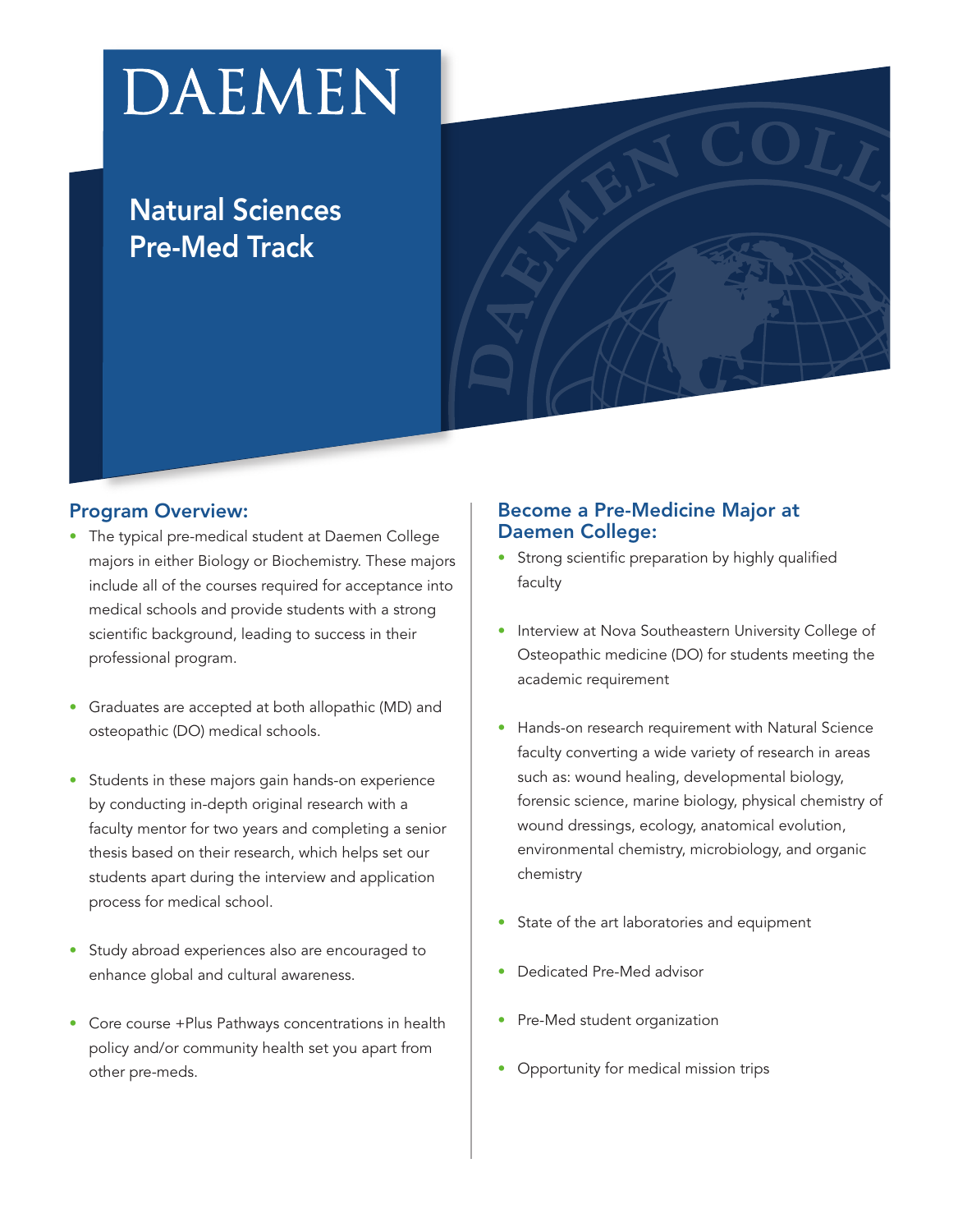# DAEMEN

## Natural Sciences Pre-Med Track

### Program Overview:

- The typical pre-medical student at Daemen College majors in either Biology or Biochemistry. These majors include all of the courses required for acceptance into medical schools and provide students with a strong scientific background, leading to success in their professional program.
- Graduates are accepted at both allopathic (MD) and osteopathic (DO) medical schools.
- Students in these majors gain hands-on experience by conducting in-depth original research with a faculty mentor for two years and completing a senior thesis based on their research, which helps set our students apart during the interview and application process for medical school.
- Study abroad experiences also are encouraged to enhance global and cultural awareness.
- Core course +Plus Pathways concentrations in health policy and/or community health set you apart from other pre-meds.

### Become a Pre-Medicine Major at Daemen College:

- Strong scientific preparation by highly qualified faculty
- Interview at Nova Southeastern University College of Osteopathic medicine (DO) for students meeting the academic requirement
- Hands-on research requirement with Natural Science faculty converting a wide variety of research in areas such as: wound healing, developmental biology, forensic science, marine biology, physical chemistry of wound dressings, ecology, anatomical evolution, environmental chemistry, microbiology, and organic chemistry
- State of the art laboratories and equipment
- Dedicated Pre-Med advisor
- Pre-Med student organization
- Opportunity for medical mission trips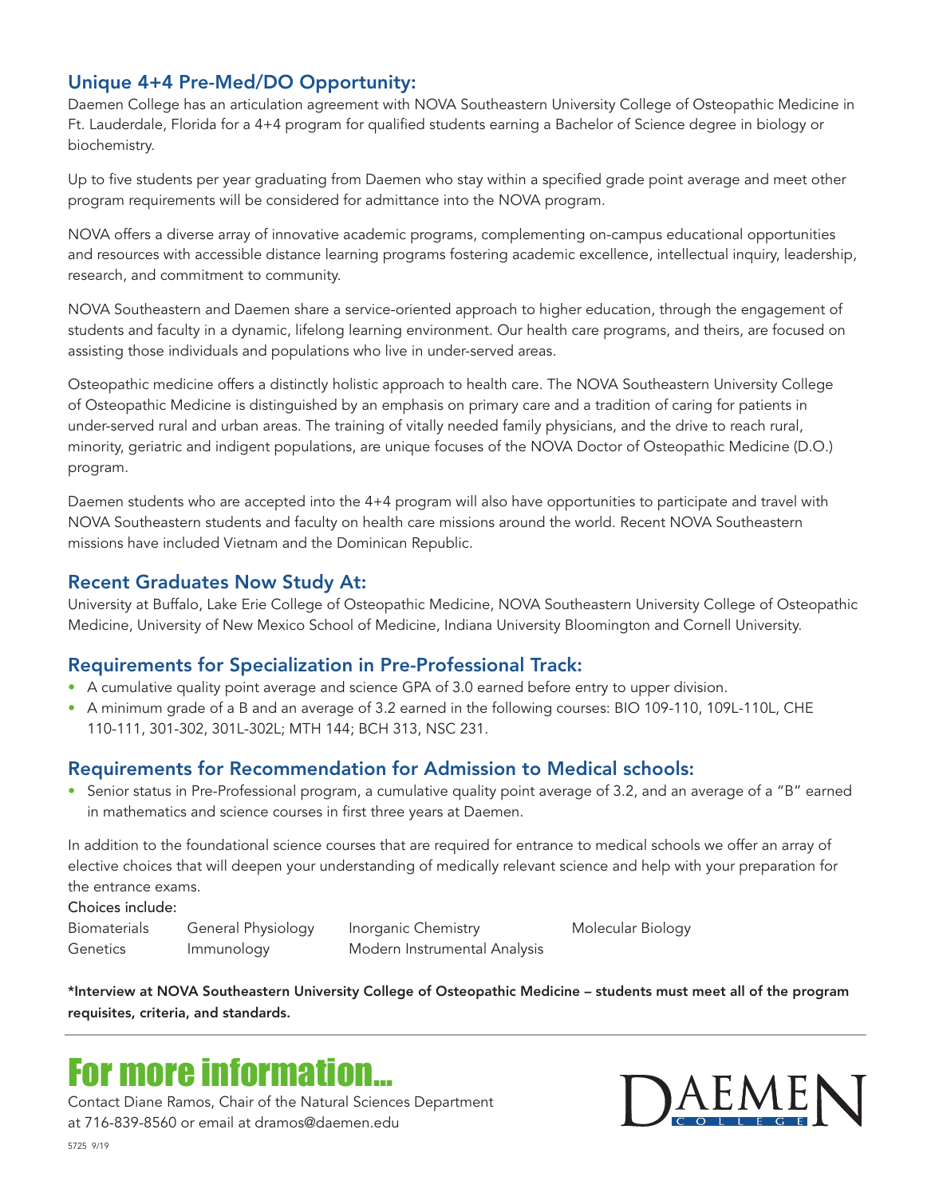## Unique 4+4 Pre-Med/DO Opportunity:

Daemen College has an articulation agreement with NOVA Southeastern University College of Osteopathic Medicine in Ft. Lauderdale, Florida for a 4+4 program for qualified students earning a Bachelor of Science degree in biology or biochemistry.

Up to five students per year graduating from Daemen who stay within a specified grade point average and meet other program requirements will be considered for admittance into the NOVA program.

NOVA offers a diverse array of innovative academic programs, complementing on-campus educational opportunities and resources with accessible distance learning programs fostering academic excellence, intellectual inquiry, leadership, research, and commitment to community.

NOVA Southeastern and Daemen share a service-oriented approach to higher education, through the engagement of students and faculty in a dynamic, lifelong learning environment. Our health care programs, and theirs, are focused on assisting those individuals and populations who live in under-served areas.

Osteopathic medicine offers a distinctly holistic approach to health care. The NOVA Southeastern University College of Osteopathic Medicine is distinguished by an emphasis on primary care and a tradition of caring for patients in under-served rural and urban areas. The training of vitally needed family physicians, and the drive to reach rural, minority, geriatric and indigent populations, are unique focuses of the NOVA Doctor of Osteopathic Medicine (D.O.) program.

Daemen students who are accepted into the 4+4 program will also have opportunities to participate and travel with NOVA Southeastern students and faculty on health care missions around the world. Recent NOVA Southeastern missions have included Vietnam and the Dominican Republic.

## Recent Graduates Now Study At:

University at Buffalo, Lake Erie College of Osteopathic Medicine, NOVA Southeastern University College of Osteopathic Medicine, University of New Mexico School of Medicine, Indiana University Bloomington and Cornell University.

## Requirements for Specialization in Pre-Professional Track:

- A cumulative quality point average and science GPA of 3.0 earned before entry to upper division.
- A minimum grade of a B and an average of 3.2 earned in the following courses: BIO 109-110, 109L-110L, CHE 110-111, 301-302, 301L-302L; MTH 144; BCH 313, NSC 231.

## Requirements for Recommendation for Admission to Medical schools:

- Senior status in Pre-Professional program, a cumulative quality point average of 3.2, and an average of a "B" earned in mathematics and science courses in first three years at Daemen.

In addition to the foundational science courses that are required for entrance to medical schools we offer an array of elective choices that will deepen your understanding of medically relevant science and help with your preparation for the entrance exams.

Choices include:

| | | | |
|---|---|---|---|
| Biomaterials | General Physiology | Inorganic Chemistry | Molecular Biology |
| Genetics | Immunology | Modern Instrumental Analysis | |

**\*Interview at NOVA Southeastern University College of Osteopathic Medicine – students must meet all of the program requisites, criteria, and standards.**

# For more information...

Contact Diane Ramos, Chair of the Natural Sciences Department at 716-839-8560 or email at dramos@daemen.edu

DAEMEN COLLEGE

5725 9/19